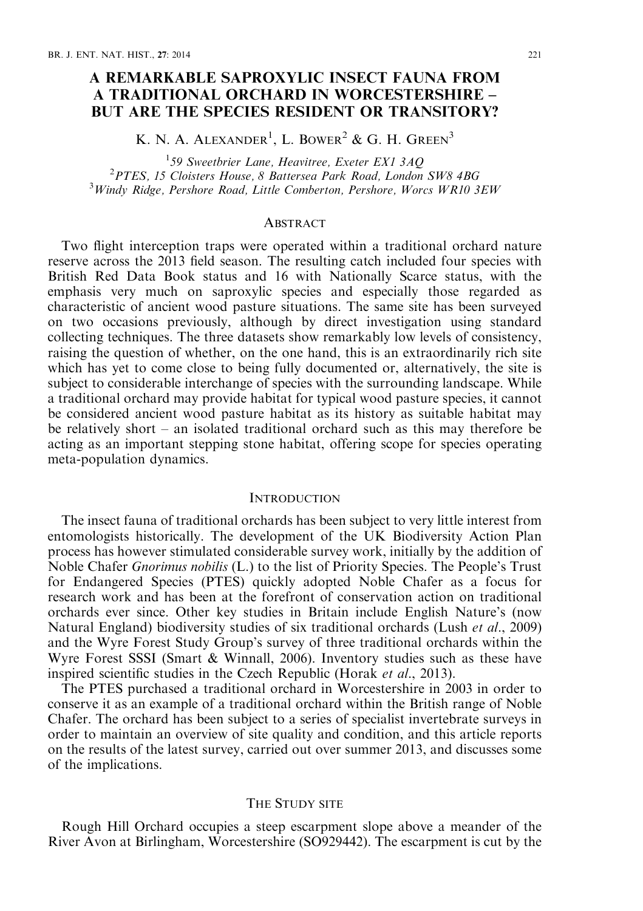# A REMARKABLE SAPROXYLIC INSECT FAUNA FROM A TRADITIONAL ORCHARD IN WORCESTERSHIRE – BUT ARE THE SPECIES RESIDENT OR TRANSITORY?

K. N. A. Alexander[1], L. Bower[2] & G. H. Green[3]

[1]59 Sweetbrier Lane, Heavitree, Exeter EX1 3AQ
[2]PTES, 15 Cloisters House, 8 Battersea Park Road, London SW8 4BG
[3]Windy Ridge, Pershore Road, Little Comberton, Pershore, Worcs WR10 3EW

## Abstract

Two flight interception traps were operated within a traditional orchard nature reserve across the 2013 field season. The resulting catch included four species with British Red Data Book status and 16 with Nationally Scarce status, with the emphasis very much on saproxylic species and especially those regarded as characteristic of ancient wood pasture situations. The same site has been surveyed on two occasions previously, although by direct investigation using standard collecting techniques. The three datasets show remarkably low levels of consistency, raising the question of whether, on the one hand, this is an extraordinarily rich site which has yet to come close to being fully documented or, alternatively, the site is subject to considerable interchange of species with the surrounding landscape. While a traditional orchard may provide habitat for typical wood pasture species, it cannot be considered ancient wood pasture habitat as its history as suitable habitat may be relatively short – an isolated traditional orchard such as this may therefore be acting as an important stepping stone habitat, offering scope for species operating meta-population dynamics.

## Introduction

The insect fauna of traditional orchards has been subject to very little interest from entomologists historically. The development of the UK Biodiversity Action Plan process has however stimulated considerable survey work, initially by the addition of Noble Chafer *Gnorimus nobilis* (L.) to the list of Priority Species. The People's Trust for Endangered Species (PTES) quickly adopted Noble Chafer as a focus for research work and has been at the forefront of conservation action on traditional orchards ever since. Other key studies in Britain include English Nature's (now Natural England) biodiversity studies of six traditional orchards (Lush *et al*., 2009) and the Wyre Forest Study Group's survey of three traditional orchards within the Wyre Forest SSSI (Smart & Winnall, 2006). Inventory studies such as these have inspired scientific studies in the Czech Republic (Horak *et al*., 2013).

The PTES purchased a traditional orchard in Worcestershire in 2003 in order to conserve it as an example of a traditional orchard within the British range of Noble Chafer. The orchard has been subject to a series of specialist invertebrate surveys in order to maintain an overview of site quality and condition, and this article reports on the results of the latest survey, carried out over summer 2013, and discusses some of the implications.

## The Study site

Rough Hill Orchard occupies a steep escarpment slope above a meander of the River Avon at Birlingham, Worcestershire (SO929442). The escarpment is cut by the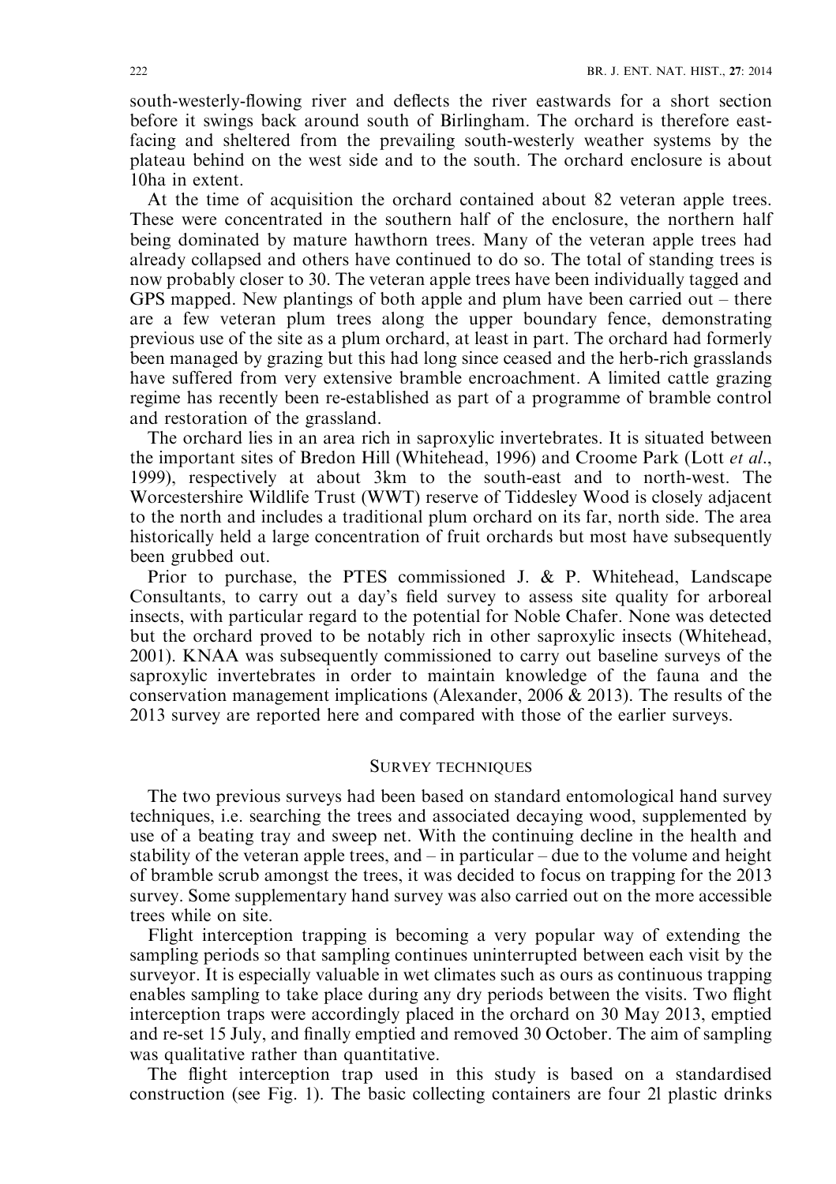south-westerly-flowing river and deflects the river eastwards for a short section before it swings back around south of Birlingham. The orchard is therefore east-facing and sheltered from the prevailing south-westerly weather systems by the plateau behind on the west side and to the south. The orchard enclosure is about 10ha in extent.

At the time of acquisition the orchard contained about 82 veteran apple trees. These were concentrated in the southern half of the enclosure, the northern half being dominated by mature hawthorn trees. Many of the veteran apple trees had already collapsed and others have continued to do so. The total of standing trees is now probably closer to 30. The veteran apple trees have been individually tagged and GPS mapped. New plantings of both apple and plum have been carried out – there are a few veteran plum trees along the upper boundary fence, demonstrating previous use of the site as a plum orchard, at least in part. The orchard had formerly been managed by grazing but this had long since ceased and the herb-rich grasslands have suffered from very extensive bramble encroachment. A limited cattle grazing regime has recently been re-established as part of a programme of bramble control and restoration of the grassland.

The orchard lies in an area rich in saproxylic invertebrates. It is situated between the important sites of Bredon Hill (Whitehead, 1996) and Croome Park (Lott *et al.*, 1999), respectively at about 3km to the south-east and to north-west. The Worcestershire Wildlife Trust (WWT) reserve of Tiddesley Wood is closely adjacent to the north and includes a traditional plum orchard on its far, north side. The area historically held a large concentration of fruit orchards but most have subsequently been grubbed out.

Prior to purchase, the PTES commissioned J. & P. Whitehead, Landscape Consultants, to carry out a day's field survey to assess site quality for arboreal insects, with particular regard to the potential for Noble Chafer. None was detected but the orchard proved to be notably rich in other saproxylic insects (Whitehead, 2001). KNAA was subsequently commissioned to carry out baseline surveys of the saproxylic invertebrates in order to maintain knowledge of the fauna and the conservation management implications (Alexander, 2006 & 2013). The results of the 2013 survey are reported here and compared with those of the earlier surveys.

## SURVEY TECHNIQUES

The two previous surveys had been based on standard entomological hand survey techniques, i.e. searching the trees and associated decaying wood, supplemented by use of a beating tray and sweep net. With the continuing decline in the health and stability of the veteran apple trees, and – in particular – due to the volume and height of bramble scrub amongst the trees, it was decided to focus on trapping for the 2013 survey. Some supplementary hand survey was also carried out on the more accessible trees while on site.

Flight interception trapping is becoming a very popular way of extending the sampling periods so that sampling continues uninterrupted between each visit by the surveyor. It is especially valuable in wet climates such as ours as continuous trapping enables sampling to take place during any dry periods between the visits. Two flight interception traps were accordingly placed in the orchard on 30 May 2013, emptied and re-set 15 July, and finally emptied and removed 30 October. The aim of sampling was qualitative rather than quantitative.

The flight interception trap used in this study is based on a standardised construction (see Fig. 1). The basic collecting containers are four 2l plastic drinks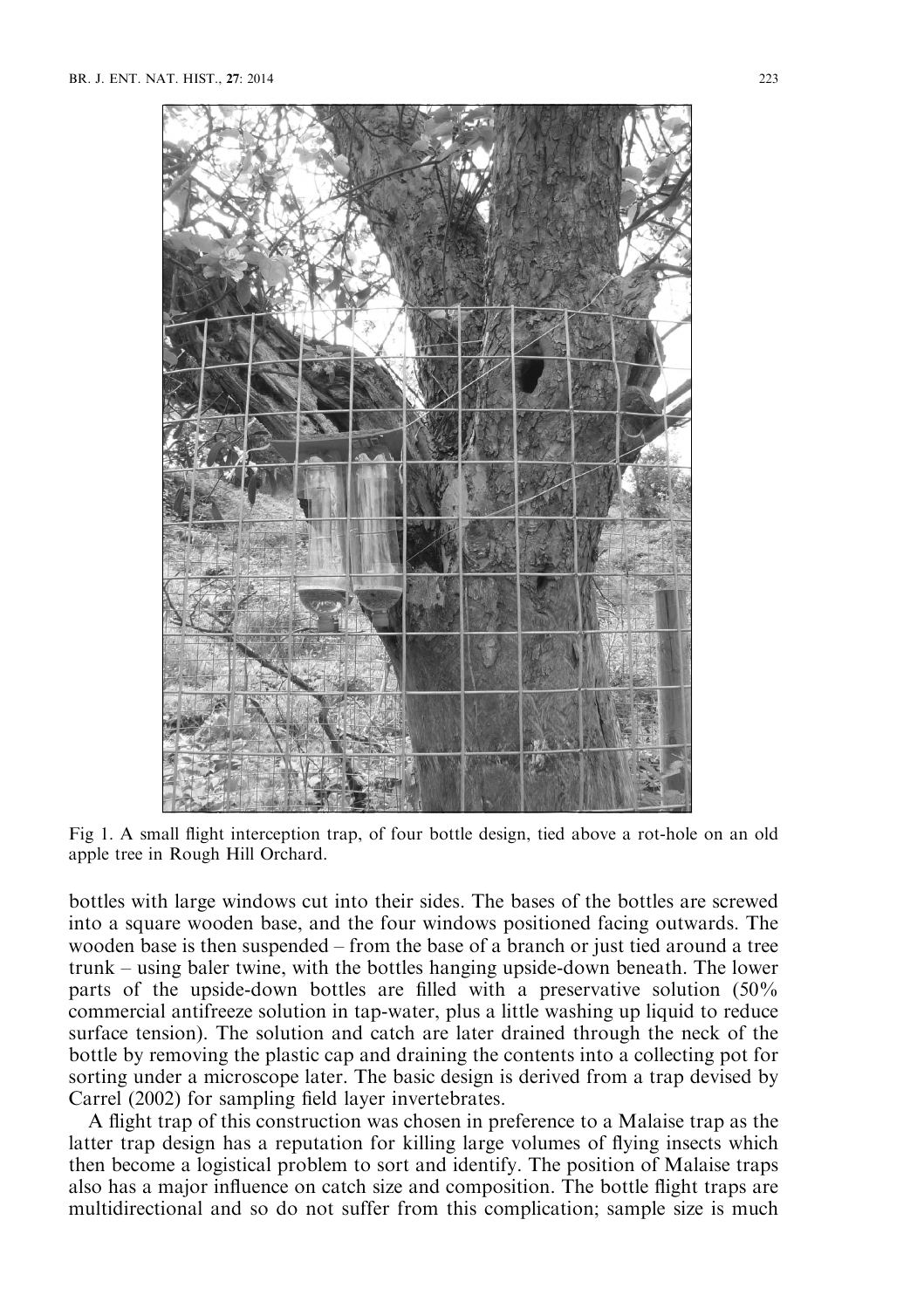Fig 1. A small flight interception trap, of four bottle design, tied above a rot-hole on an old apple tree in Rough Hill Orchard.

bottles with large windows cut into their sides. The bases of the bottles are screwed into a square wooden base, and the four windows positioned facing outwards. The wooden base is then suspended – from the base of a branch or just tied around a tree trunk – using baler twine, with the bottles hanging upside-down beneath. The lower parts of the upside-down bottles are filled with a preservative solution (50% commercial antifreeze solution in tap-water, plus a little washing up liquid to reduce surface tension). The solution and catch are later drained through the neck of the bottle by removing the plastic cap and draining the contents into a collecting pot for sorting under a microscope later. The basic design is derived from a trap devised by Carrel (2002) for sampling field layer invertebrates.

A flight trap of this construction was chosen in preference to a Malaise trap as the latter trap design has a reputation for killing large volumes of flying insects which then become a logistical problem to sort and identify. The position of Malaise traps also has a major influence on catch size and composition. The bottle flight traps are multidirectional and so do not suffer from this complication; sample size is much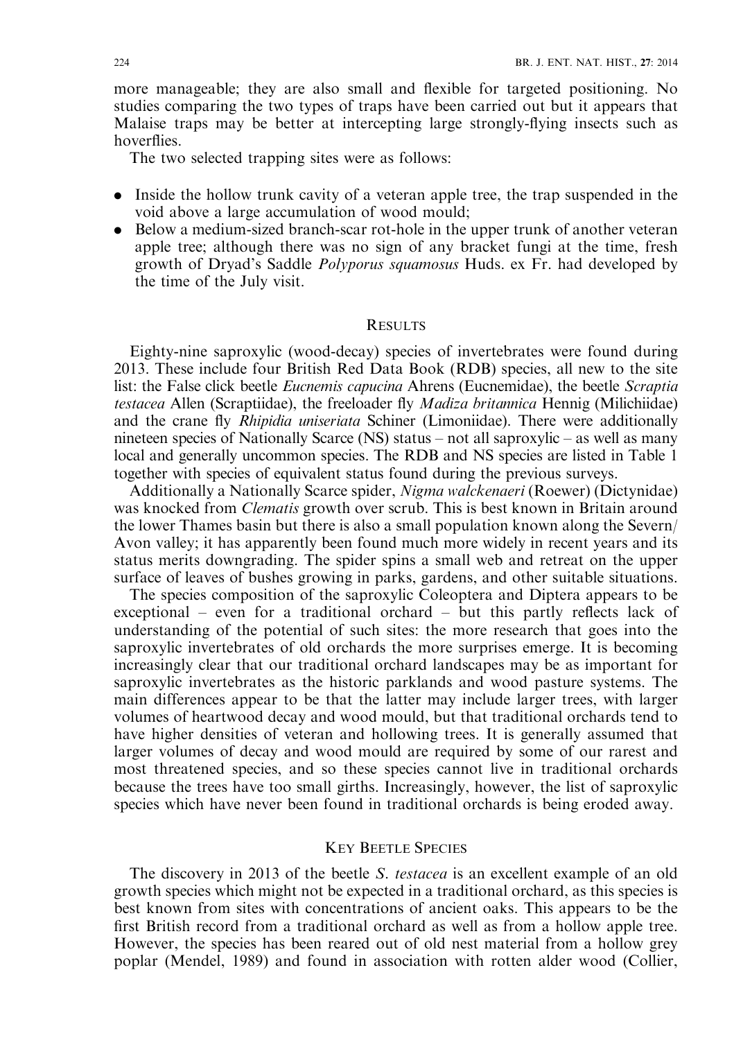more manageable; they are also small and flexible for targeted positioning. No studies comparing the two types of traps have been carried out but it appears that Malaise traps may be better at intercepting large strongly-flying insects such as hoverflies.

The two selected trapping sites were as follows:

- Inside the hollow trunk cavity of a veteran apple tree, the trap suspended in the void above a large accumulation of wood mould;
- Below a medium-sized branch-scar rot-hole in the upper trunk of another veteran apple tree; although there was no sign of any bracket fungi at the time, fresh growth of Dryad's Saddle *Polyporus squamosus* Huds. ex Fr. had developed by the time of the July visit.

## Results

Eighty-nine saproxylic (wood-decay) species of invertebrates were found during 2013. These include four British Red Data Book (RDB) species, all new to the site list: the False click beetle *Eucnemis capucina* Ahrens (Eucnemidae), the beetle *Scraptia testacea* Allen (Scraptiidae), the freeloader fly *Madiza britannica* Hennig (Milichiidae) and the crane fly *Rhipidia uniseriata* Schiner (Limoniidae). There were additionally nineteen species of Nationally Scarce (NS) status – not all saproxylic – as well as many local and generally uncommon species. The RDB and NS species are listed in Table 1 together with species of equivalent status found during the previous surveys.

Additionally a Nationally Scarce spider, *Nigma walckenaeri* (Roewer) (Dictynidae) was knocked from *Clematis* growth over scrub. This is best known in Britain around the lower Thames basin but there is also a small population known along the Severn/Avon valley; it has apparently been found much more widely in recent years and its status merits downgrading. The spider spins a small web and retreat on the upper surface of leaves of bushes growing in parks, gardens, and other suitable situations.

The species composition of the saproxylic Coleoptera and Diptera appears to be exceptional – even for a traditional orchard – but this partly reflects lack of understanding of the potential of such sites: the more research that goes into the saproxylic invertebrates of old orchards the more surprises emerge. It is becoming increasingly clear that our traditional orchard landscapes may be as important for saproxylic invertebrates as the historic parklands and wood pasture systems. The main differences appear to be that the latter may include larger trees, with larger volumes of heartwood decay and wood mould, but that traditional orchards tend to have higher densities of veteran and hollowing trees. It is generally assumed that larger volumes of decay and wood mould are required by some of our rarest and most threatened species, and so these species cannot live in traditional orchards because the trees have too small girths. Increasingly, however, the list of saproxylic species which have never been found in traditional orchards is being eroded away.

## Key Beetle Species

The discovery in 2013 of the beetle *S. testacea* is an excellent example of an old growth species which might not be expected in a traditional orchard, as this species is best known from sites with concentrations of ancient oaks. This appears to be the first British record from a traditional orchard as well as from a hollow apple tree. However, the species has been reared out of old nest material from a hollow grey poplar (Mendel, 1989) and found in association with rotten alder wood (Collier,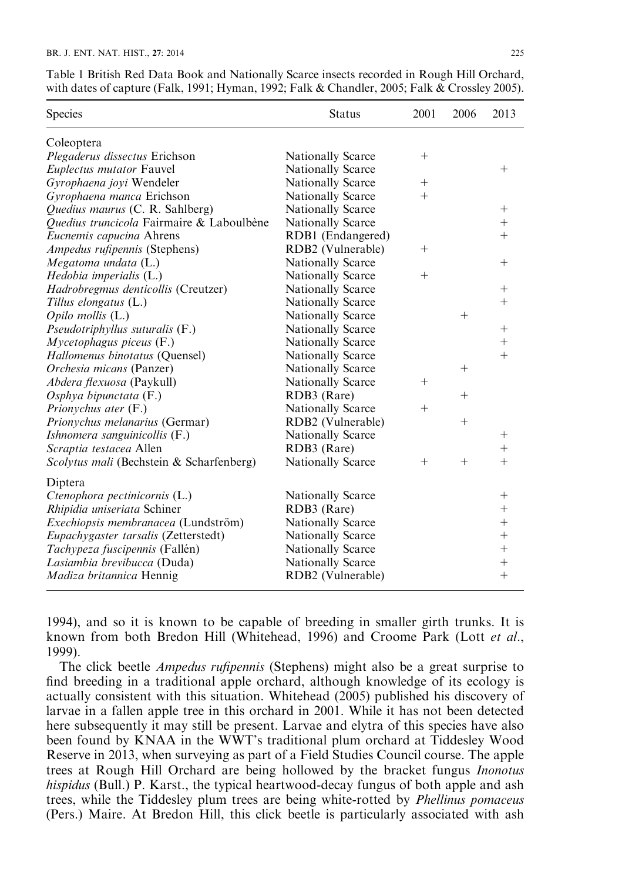Table 1 British Red Data Book and Nationally Scarce insects recorded in Rough Hill Orchard, with dates of capture (Falk, 1991; Hyman, 1992; Falk & Chandler, 2005; Falk & Crossley 2005).

| Species | Status | 2001 | 2006 | 2013 |
|---|---|---|---|---|
| Coleoptera | | | | |
| *Plegaderus dissectus* Erichson | Nationally Scarce | + | | |
| *Euplectus mutator* Fauvel | Nationally Scarce | | | + |
| *Gyrophaena joyi* Wendeler | Nationally Scarce | + | | |
| *Gyrophaena manca* Erichson | Nationally Scarce | + | | |
| *Quedius maurus* (C. R. Sahlberg) | Nationally Scarce | | | + |
| *Quedius truncicola* Fairmaire & Laboulbène | Nationally Scarce | | | + |
| *Eucnemis capucina* Ahrens | RDB1 (Endangered) | | | + |
| *Ampedus rufipennis* (Stephens) | RDB2 (Vulnerable) | + | | |
| *Megatoma undata* (L.) | Nationally Scarce | | | + |
| *Hedobia imperialis* (L.) | Nationally Scarce | + | | |
| *Hadrobregmus denticollis* (Creutzer) | Nationally Scarce | | | + |
| *Tillus elongatus* (L.) | Nationally Scarce | | | + |
| *Opilo mollis* (L.) | Nationally Scarce | | + | |
| *Pseudotriphyllus suturalis* (F.) | Nationally Scarce | | | + |
| *Mycetophagus piceus* (F.) | Nationally Scarce | | | + |
| *Hallomenus binotatus* (Quensel) | Nationally Scarce | | | + |
| *Orchesia micans* (Panzer) | Nationally Scarce | | + | |
| *Abdera flexuosa* (Paykull) | Nationally Scarce | + | | |
| *Osphya bipunctata* (F.) | RDB3 (Rare) | | + | |
| *Prionychus ater* (F.) | Nationally Scarce | + | | |
| *Prionychus melanarius* (Germar) | RDB2 (Vulnerable) | | + | |
| *Ishnomera sanguinicollis* (F.) | Nationally Scarce | | | + |
| *Scraptia testacea* Allen | RDB3 (Rare) | | | + |
| *Scolytus mali* (Bechstein & Scharfenberg) | Nationally Scarce | + | + | + |
| Diptera | | | | |
| *Ctenophora pectinicornis* (L.) | Nationally Scarce | | | + |
| *Rhipidia uniseriata* Schiner | RDB3 (Rare) | | | + |
| *Exechiopsis membranacea* (Lundström) | Nationally Scarce | | | + |
| *Eupachygaster tarsalis* (Zetterstedt) | Nationally Scarce | | | + |
| *Tachypeza fuscipennis* (Fallén) | Nationally Scarce | | | + |
| *Lasiambia brevibucca* (Duda) | Nationally Scarce | | | + |
| *Madiza britannica* Hennig | RDB2 (Vulnerable) | | | + |

1994), and so it is known to be capable of breeding in smaller girth trunks. It is known from both Bredon Hill (Whitehead, 1996) and Croome Park (Lott *et al*., 1999).

The click beetle *Ampedus rufipennis* (Stephens) might also be a great surprise to find breeding in a traditional apple orchard, although knowledge of its ecology is actually consistent with this situation. Whitehead (2005) published his discovery of larvae in a fallen apple tree in this orchard in 2001. While it has not been detected here subsequently it may still be present. Larvae and elytra of this species have also been found by KNAA in the WWT's traditional plum orchard at Tiddesley Wood Reserve in 2013, when surveying as part of a Field Studies Council course. The apple trees at Rough Hill Orchard are being hollowed by the bracket fungus *Inonotus hispidus* (Bull.) P. Karst., the typical heartwood-decay fungus of both apple and ash trees, while the Tiddesley plum trees are being white-rotted by *Phellinus pomaceus* (Pers.) Maire. At Bredon Hill, this click beetle is particularly associated with ash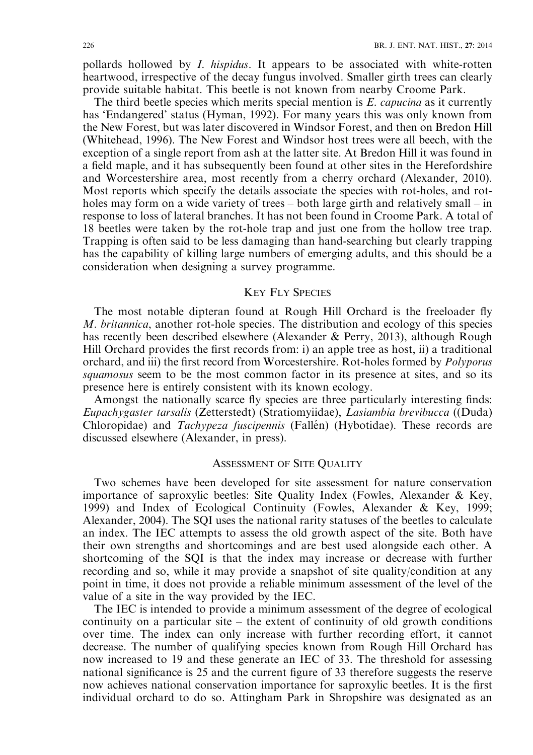pollards hollowed by *I. hispidus*. It appears to be associated with white-rotten heartwood, irrespective of the decay fungus involved. Smaller girth trees can clearly provide suitable habitat. This beetle is not known from nearby Croome Park.

The third beetle species which merits special mention is *E. capucina* as it currently has 'Endangered' status (Hyman, 1992). For many years this was only known from the New Forest, but was later discovered in Windsor Forest, and then on Bredon Hill (Whitehead, 1996). The New Forest and Windsor host trees were all beech, with the exception of a single report from ash at the latter site. At Bredon Hill it was found in a field maple, and it has subsequently been found at other sites in the Herefordshire and Worcestershire area, most recently from a cherry orchard (Alexander, 2010). Most reports which specify the details associate the species with rot-holes, and rot-holes may form on a wide variety of trees – both large girth and relatively small – in response to loss of lateral branches. It has not been found in Croome Park. A total of 18 beetles were taken by the rot-hole trap and just one from the hollow tree trap. Trapping is often said to be less damaging than hand-searching but clearly trapping has the capability of killing large numbers of emerging adults, and this should be a consideration when designing a survey programme.

## Key Fly Species

The most notable dipteran found at Rough Hill Orchard is the freeloader fly *M. britannica*, another rot-hole species. The distribution and ecology of this species has recently been described elsewhere (Alexander & Perry, 2013), although Rough Hill Orchard provides the first records from: i) an apple tree as host, ii) a traditional orchard, and iii) the first record from Worcestershire. Rot-holes formed by *Polyporus squamosus* seem to be the most common factor in its presence at sites, and so its presence here is entirely consistent with its known ecology.

Amongst the nationally scarce fly species are three particularly interesting finds: *Eupachygaster tarsalis* (Zetterstedt) (Stratiomyiidae), *Lasiambia brevibucca* ((Duda) Chloropidae) and *Tachypeza fuscipennis* (Fallén) (Hybotidae). These records are discussed elsewhere (Alexander, in press).

## Assessment of Site Quality

Two schemes have been developed for site assessment for nature conservation importance of saproxylic beetles: Site Quality Index (Fowles, Alexander & Key, 1999) and Index of Ecological Continuity (Fowles, Alexander & Key, 1999; Alexander, 2004). The SQI uses the national rarity statuses of the beetles to calculate an index. The IEC attempts to assess the old growth aspect of the site. Both have their own strengths and shortcomings and are best used alongside each other. A shortcoming of the SQI is that the index may increase or decrease with further recording and so, while it may provide a snapshot of site quality/condition at any point in time, it does not provide a reliable minimum assessment of the level of the value of a site in the way provided by the IEC.

The IEC is intended to provide a minimum assessment of the degree of ecological continuity on a particular site – the extent of continuity of old growth conditions over time. The index can only increase with further recording effort, it cannot decrease. The number of qualifying species known from Rough Hill Orchard has now increased to 19 and these generate an IEC of 33. The threshold for assessing national significance is 25 and the current figure of 33 therefore suggests the reserve now achieves national conservation importance for saproxylic beetles. It is the first individual orchard to do so. Attingham Park in Shropshire was designated as an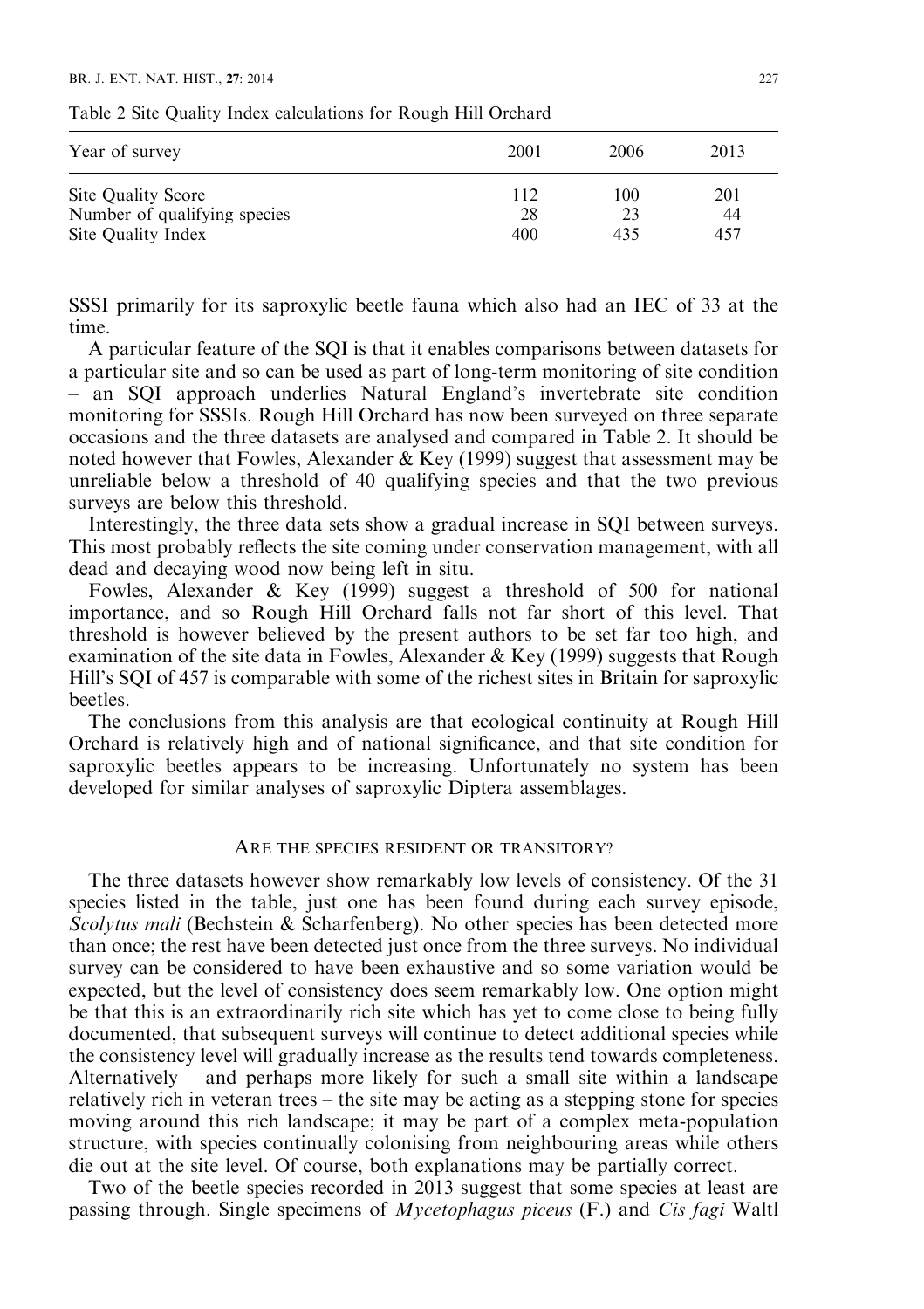Table 2 Site Quality Index calculations for Rough Hill Orchard

| Year of survey | 2001 | 2006 | 2013 |
|---|---|---|---|
| Site Quality Score | 112 | 100 | 201 |
| Number of qualifying species | 28 | 23 | 44 |
| Site Quality Index | 400 | 435 | 457 |

SSSI primarily for its saproxylic beetle fauna which also had an IEC of 33 at the time.

A particular feature of the SQI is that it enables comparisons between datasets for a particular site and so can be used as part of long-term monitoring of site condition – an SQI approach underlies Natural England's invertebrate site condition monitoring for SSSIs. Rough Hill Orchard has now been surveyed on three separate occasions and the three datasets are analysed and compared in Table 2. It should be noted however that Fowles, Alexander & Key (1999) suggest that assessment may be unreliable below a threshold of 40 qualifying species and that the two previous surveys are below this threshold.

Interestingly, the three data sets show a gradual increase in SQI between surveys. This most probably reflects the site coming under conservation management, with all dead and decaying wood now being left in situ.

Fowles, Alexander & Key (1999) suggest a threshold of 500 for national importance, and so Rough Hill Orchard falls not far short of this level. That threshold is however believed by the present authors to be set far too high, and examination of the site data in Fowles, Alexander & Key (1999) suggests that Rough Hill's SQI of 457 is comparable with some of the richest sites in Britain for saproxylic beetles.

The conclusions from this analysis are that ecological continuity at Rough Hill Orchard is relatively high and of national significance, and that site condition for saproxylic beetles appears to be increasing. Unfortunately no system has been developed for similar analyses of saproxylic Diptera assemblages.

## Are the species resident or transitory?

The three datasets however show remarkably low levels of consistency. Of the 31 species listed in the table, just one has been found during each survey episode, *Scolytus mali* (Bechstein & Scharfenberg). No other species has been detected more than once; the rest have been detected just once from the three surveys. No individual survey can be considered to have been exhaustive and so some variation would be expected, but the level of consistency does seem remarkably low. One option might be that this is an extraordinarily rich site which has yet to come close to being fully documented, that subsequent surveys will continue to detect additional species while the consistency level will gradually increase as the results tend towards completeness. Alternatively – and perhaps more likely for such a small site within a landscape relatively rich in veteran trees – the site may be acting as a stepping stone for species moving around this rich landscape; it may be part of a complex meta-population structure, with species continually colonising from neighbouring areas while others die out at the site level. Of course, both explanations may be partially correct.

Two of the beetle species recorded in 2013 suggest that some species at least are passing through. Single specimens of *Mycetophagus piceus* (F.) and *Cis fagi* Waltl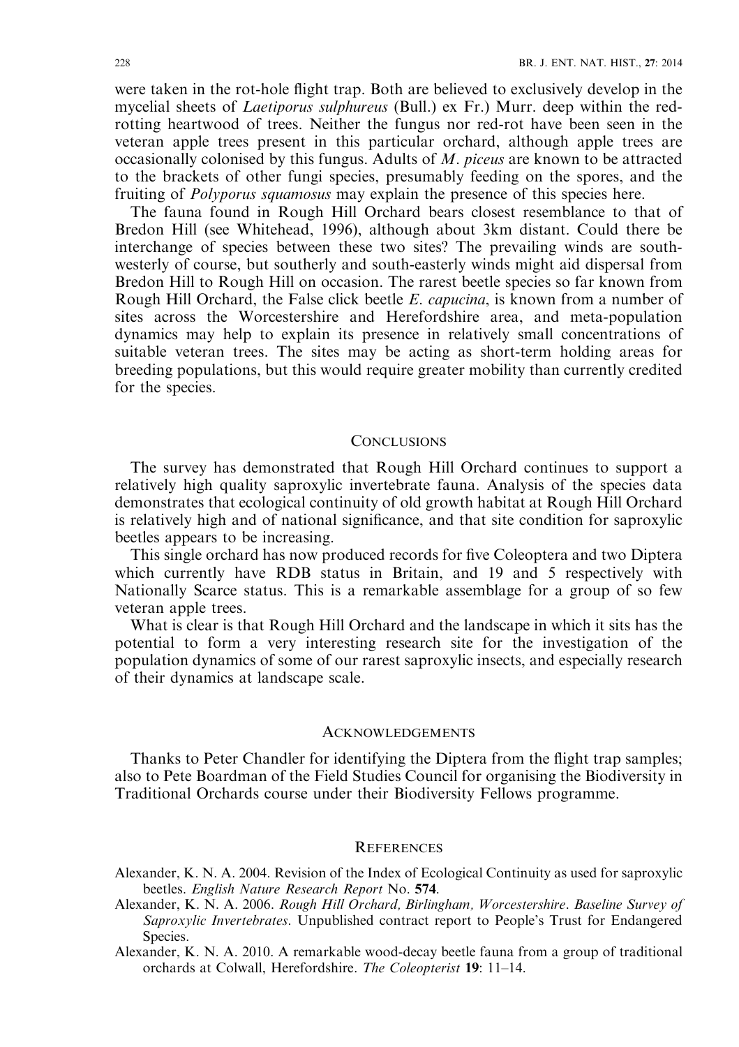were taken in the rot-hole flight trap. Both are believed to exclusively develop in the mycelial sheets of *Laetiporus sulphureus* (Bull.) ex Fr.) Murr. deep within the red-rotting heartwood of trees. Neither the fungus nor red-rot have been seen in the veteran apple trees present in this particular orchard, although apple trees are occasionally colonised by this fungus. Adults of *M. piceus* are known to be attracted to the brackets of other fungi species, presumably feeding on the spores, and the fruiting of *Polyporus squamosus* may explain the presence of this species here.

The fauna found in Rough Hill Orchard bears closest resemblance to that of Bredon Hill (see Whitehead, 1996), although about 3km distant. Could there be interchange of species between these two sites? The prevailing winds are south-westerly of course, but southerly and south-easterly winds might aid dispersal from Bredon Hill to Rough Hill on occasion. The rarest beetle species so far known from Rough Hill Orchard, the False click beetle *E. capucina*, is known from a number of sites across the Worcestershire and Herefordshire area, and meta-population dynamics may help to explain its presence in relatively small concentrations of suitable veteran trees. The sites may be acting as short-term holding areas for breeding populations, but this would require greater mobility than currently credited for the species.

## Conclusions

The survey has demonstrated that Rough Hill Orchard continues to support a relatively high quality saproxylic invertebrate fauna. Analysis of the species data demonstrates that ecological continuity of old growth habitat at Rough Hill Orchard is relatively high and of national significance, and that site condition for saproxylic beetles appears to be increasing.

This single orchard has now produced records for five Coleoptera and two Diptera which currently have RDB status in Britain, and 19 and 5 respectively with Nationally Scarce status. This is a remarkable assemblage for a group of so few veteran apple trees.

What is clear is that Rough Hill Orchard and the landscape in which it sits has the potential to form a very interesting research site for the investigation of the population dynamics of some of our rarest saproxylic insects, and especially research of their dynamics at landscape scale.

## Acknowledgements

Thanks to Peter Chandler for identifying the Diptera from the flight trap samples; also to Pete Boardman of the Field Studies Council for organising the Biodiversity in Traditional Orchards course under their Biodiversity Fellows programme.

## References

Alexander, K. N. A. 2004. Revision of the Index of Ecological Continuity as used for saproxylic beetles. *English Nature Research Report* No. **574**.

Alexander, K. N. A. 2006. *Rough Hill Orchard, Birlingham, Worcestershire. Baseline Survey of Saproxylic Invertebrates*. Unpublished contract report to People's Trust for Endangered Species.

Alexander, K. N. A. 2010. A remarkable wood-decay beetle fauna from a group of traditional orchards at Colwall, Herefordshire. *The Coleopterist* **19**: 11–14.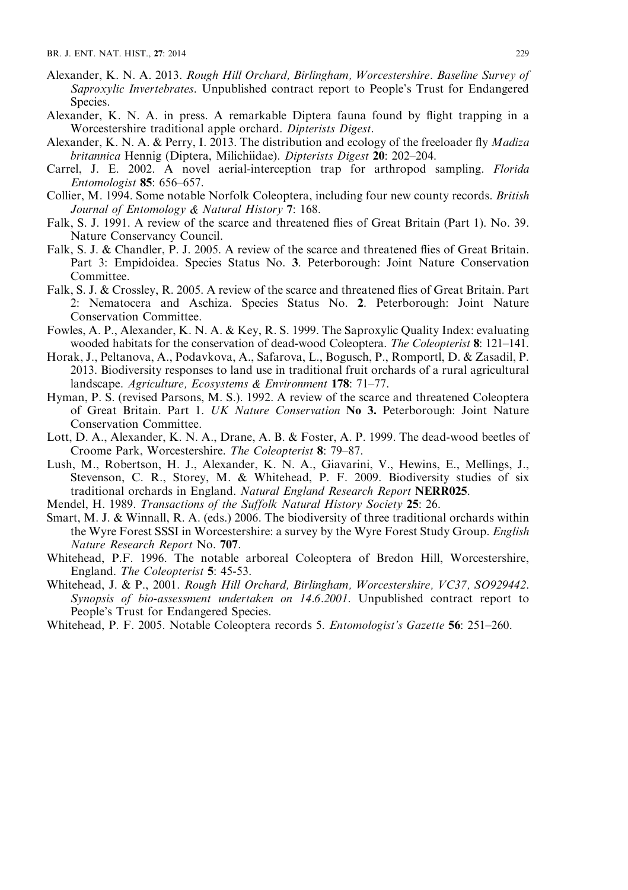Alexander, K. N. A. 2013. *Rough Hill Orchard, Birlingham, Worcestershire. Baseline Survey of Saproxylic Invertebrates*. Unpublished contract report to People's Trust for Endangered Species.

Alexander, K. N. A. in press. A remarkable Diptera fauna found by flight trapping in a Worcestershire traditional apple orchard. *Dipterists Digest*.

Alexander, K. N. A. & Perry, I. 2013. The distribution and ecology of the freeloader fly *Madiza britannica* Hennig (Diptera, Milichiidae). *Dipterists Digest* **20**: 202–204.

Carrel, J. E. 2002. A novel aerial-interception trap for arthropod sampling. *Florida Entomologist* **85**: 656–657.

Collier, M. 1994. Some notable Norfolk Coleoptera, including four new county records. *British Journal of Entomology & Natural History* **7**: 168.

Falk, S. J. 1991. A review of the scarce and threatened flies of Great Britain (Part 1). No. 39. Nature Conservancy Council.

Falk, S. J. & Chandler, P. J. 2005. A review of the scarce and threatened flies of Great Britain. Part 3: Empidoidea. Species Status No. **3**. Peterborough: Joint Nature Conservation Committee.

Falk, S. J. & Crossley, R. 2005. A review of the scarce and threatened flies of Great Britain. Part 2: Nematocera and Aschiza. Species Status No. **2**. Peterborough: Joint Nature Conservation Committee.

Fowles, A. P., Alexander, K. N. A. & Key, R. S. 1999. The Saproxylic Quality Index: evaluating wooded habitats for the conservation of dead-wood Coleoptera. *The Coleopterist* **8**: 121–141.

Horak, J., Peltanova, A., Podavkova, A., Safarova, L., Bogusch, P., Romportl, D. & Zasadil, P. 2013. Biodiversity responses to land use in traditional fruit orchards of a rural agricultural landscape. *Agriculture, Ecosystems & Environment* **178**: 71–77.

Hyman, P. S. (revised Parsons, M. S.). 1992. A review of the scarce and threatened Coleoptera of Great Britain. Part 1. *UK Nature Conservation* **No 3.** Peterborough: Joint Nature Conservation Committee.

Lott, D. A., Alexander, K. N. A., Drane, A. B. & Foster, A. P. 1999. The dead-wood beetles of Croome Park, Worcestershire. *The Coleopterist* **8**: 79–87.

Lush, M., Robertson, H. J., Alexander, K. N. A., Giavarini, V., Hewins, E., Mellings, J., Stevenson, C. R., Storey, M. & Whitehead, P. F. 2009. Biodiversity studies of six traditional orchards in England. *Natural England Research Report* **NERR025**.

Mendel, H. 1989. *Transactions of the Suffolk Natural History Society* **25**: 26.

Smart, M. J. & Winnall, R. A. (eds.) 2006. The biodiversity of three traditional orchards within the Wyre Forest SSSI in Worcestershire: a survey by the Wyre Forest Study Group. *English Nature Research Report* No. **707**.

Whitehead, P.F. 1996. The notable arboreal Coleoptera of Bredon Hill, Worcestershire, England. *The Coleopterist* **5**: 45-53.

Whitehead, J. & P., 2001. *Rough Hill Orchard, Birlingham, Worcestershire, VC37, SO929442. Synopsis of bio-assessment undertaken on 14.6.2001*. Unpublished contract report to People's Trust for Endangered Species.

Whitehead, P. F. 2005. Notable Coleoptera records 5. *Entomologist's Gazette* **56**: 251–260.